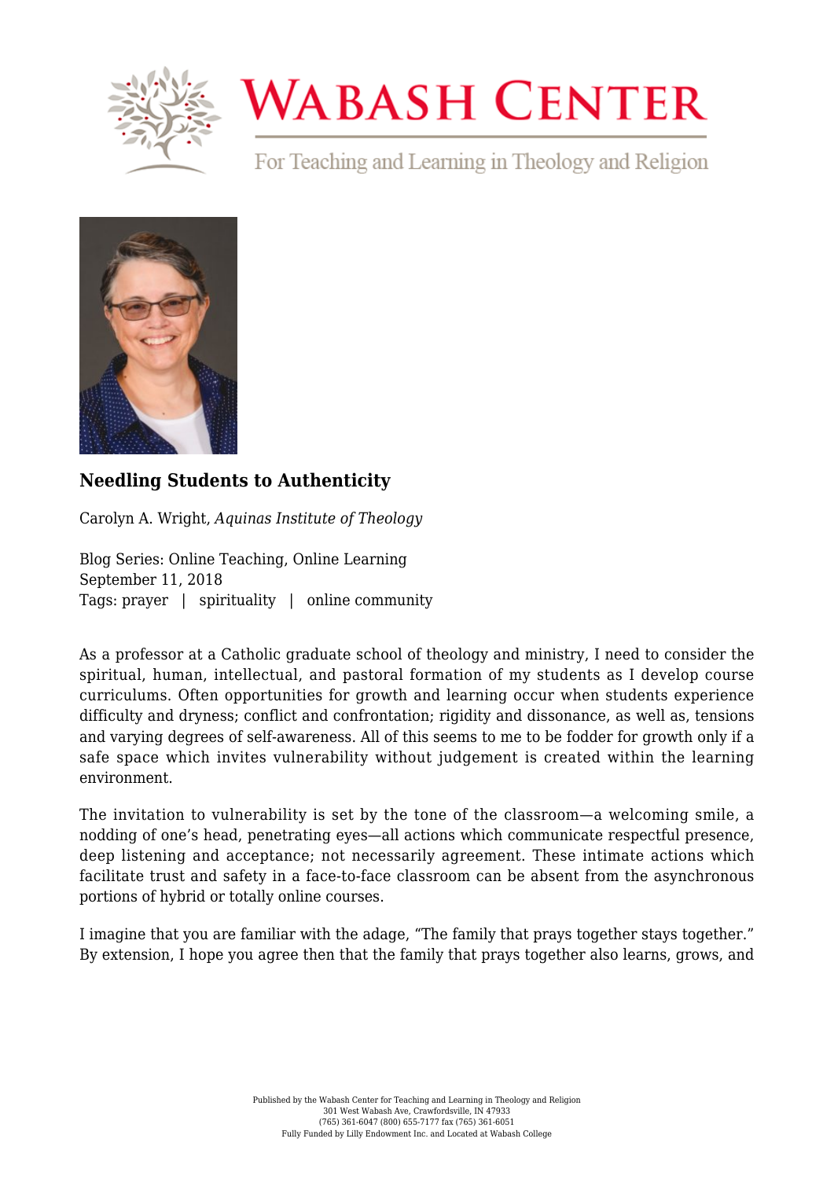# Wabash Center

For Teaching and Learning in Theology and Religion

## Needling Students to Authenticity

Carolyn A. Wright, *Aquinas Institute of Theology*

Blog Series: Online Teaching, Online Learning
September 11, 2018
Tags: prayer | spirituality | online community

As a professor at a Catholic graduate school of theology and ministry, I need to consider the spiritual, human, intellectual, and pastoral formation of my students as I develop course curriculums. Often opportunities for growth and learning occur when students experience difficulty and dryness; conflict and confrontation; rigidity and dissonance, as well as, tensions and varying degrees of self-awareness. All of this seems to me to be fodder for growth only if a safe space which invites vulnerability without judgement is created within the learning environment.

The invitation to vulnerability is set by the tone of the classroom—a welcoming smile, a nodding of one's head, penetrating eyes—all actions which communicate respectful presence, deep listening and acceptance; not necessarily agreement. These intimate actions which facilitate trust and safety in a face-to-face classroom can be absent from the asynchronous portions of hybrid or totally online courses.

I imagine that you are familiar with the adage, "The family that prays together stays together." By extension, I hope you agree then that the family that prays together also learns, grows, and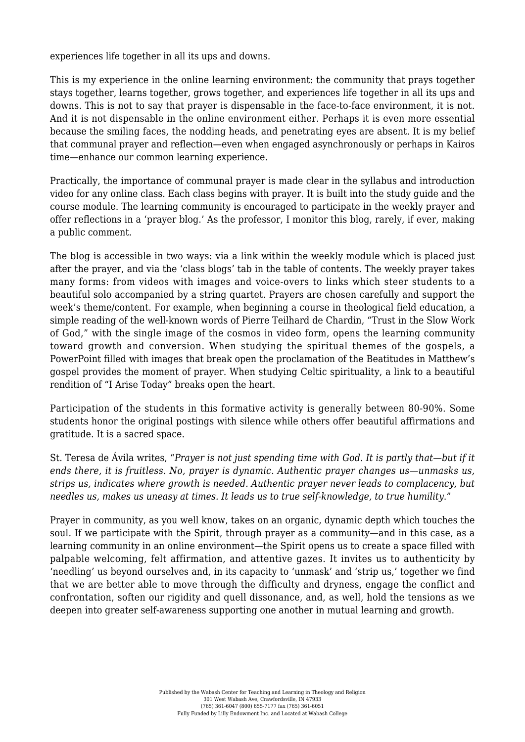experiences life together in all its ups and downs.

This is my experience in the online learning environment: the community that prays together stays together, learns together, grows together, and experiences life together in all its ups and downs. This is not to say that prayer is dispensable in the face-to-face environment, it is not. And it is not dispensable in the online environment either. Perhaps it is even more essential because the smiling faces, the nodding heads, and penetrating eyes are absent. It is my belief that communal prayer and reflection—even when engaged asynchronously or perhaps in Kairos time—enhance our common learning experience.

Practically, the importance of communal prayer is made clear in the syllabus and introduction video for any online class. Each class begins with prayer. It is built into the study guide and the course module. The learning community is encouraged to participate in the weekly prayer and offer reflections in a 'prayer blog.' As the professor, I monitor this blog, rarely, if ever, making a public comment.

The blog is accessible in two ways: via a link within the weekly module which is placed just after the prayer, and via the 'class blogs' tab in the table of contents. The weekly prayer takes many forms: from videos with images and voice-overs to links which steer students to a beautiful solo accompanied by a string quartet. Prayers are chosen carefully and support the week's theme/content. For example, when beginning a course in theological field education, a simple reading of the well-known words of Pierre Teilhard de Chardin, "Trust in the Slow Work of God," with the single image of the cosmos in video form, opens the learning community toward growth and conversion. When studying the spiritual themes of the gospels, a PowerPoint filled with images that break open the proclamation of the Beatitudes in Matthew's gospel provides the moment of prayer. When studying Celtic spirituality, a link to a beautiful rendition of "I Arise Today" breaks open the heart.

Participation of the students in this formative activity is generally between 80-90%. Some students honor the original postings with silence while others offer beautiful affirmations and gratitude. It is a sacred space.

St. Teresa de Ávila writes, "*Prayer is not just spending time with God. It is partly that—but if it ends there, it is fruitless. No, prayer is dynamic. Authentic prayer changes us—unmasks us, strips us, indicates where growth is needed. Authentic prayer never leads to complacency, but needles us, makes us uneasy at times. It leads us to true self-knowledge, to true humility.*"

Prayer in community, as you well know, takes on an organic, dynamic depth which touches the soul. If we participate with the Spirit, through prayer as a community—and in this case, as a learning community in an online environment—the Spirit opens us to create a space filled with palpable welcoming, felt affirmation, and attentive gazes. It invites us to authenticity by 'needling' us beyond ourselves and, in its capacity to 'unmask' and 'strip us,' together we find that we are better able to move through the difficulty and dryness, engage the conflict and confrontation, soften our rigidity and quell dissonance, and, as well, hold the tensions as we deepen into greater self-awareness supporting one another in mutual learning and growth.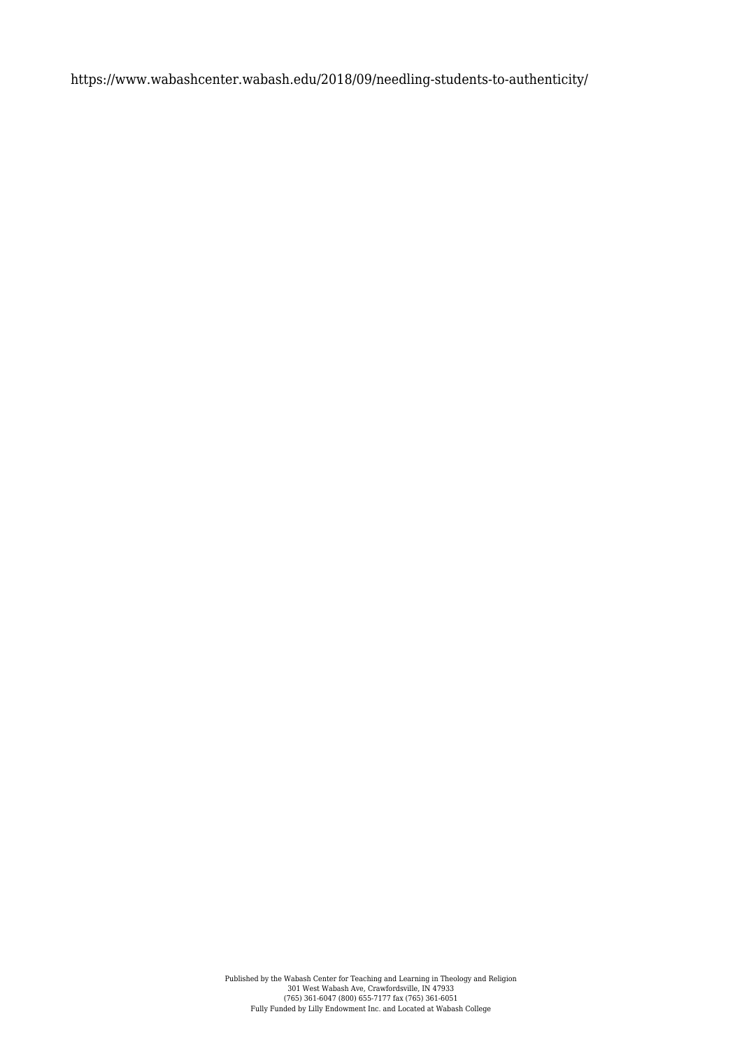https://www.wabashcenter.wabash.edu/2018/09/needling-students-to-authenticity/